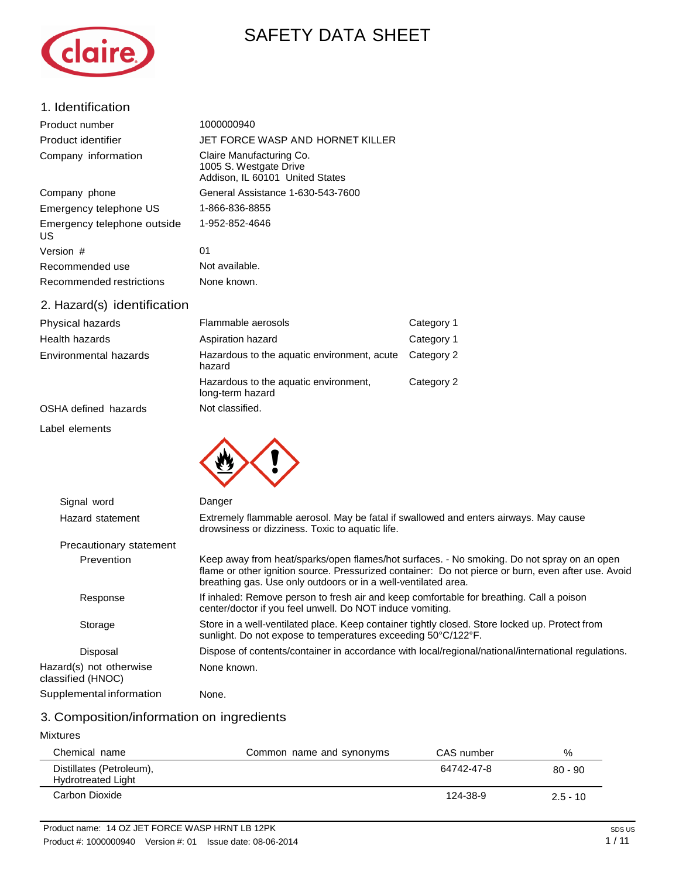# SAFETY DATA SHEET

## 1. Identification

| | |
|---|---|
| Product number | 1000000940 |
| Product identifier | JET FORCE WASP AND HORNET KILLER |
| Company information | Claire Manufacturing Co.<br>1005 S. Westgate Drive<br>Addison, IL 60101 United States |
| Company phone | General Assistance 1-630-543-7600 |
| Emergency telephone US | 1-866-836-8855 |
| Emergency telephone outside US | 1-952-852-4646 |
| Version # | 01 |
| Recommended use | Not available. |
| Recommended restrictions | None known. |

## 2. Hazard(s) identification

| | | |
|---|---|---|
| Physical hazards | Flammable aerosols | Category 1 |
| Health hazards | Aspiration hazard | Category 1 |
| Environmental hazards | Hazardous to the aquatic environment, acute hazard | Category 2 |
| | Hazardous to the aquatic environment, long-term hazard | Category 2 |
| OSHA defined hazards | Not classified. | |

**Label elements**

**Signal word** Danger

**Hazard statement** Extremely flammable aerosol. May be fatal if swallowed and enters airways. May cause drowsiness or dizziness. Toxic to aquatic life.

**Precautionary statement**

**Prevention** Keep away from heat/sparks/open flames/hot surfaces. - No smoking. Do not spray on an open flame or other ignition source. Pressurized container: Do not pierce or burn, even after use. Avoid breathing gas. Use only outdoors or in a well-ventilated area.

**Response** If inhaled: Remove person to fresh air and keep comfortable for breathing. Call a poison center/doctor if you feel unwell. Do NOT induce vomiting.

**Storage** Store in a well-ventilated place. Keep container tightly closed. Store locked up. Protect from sunlight. Do not expose to temperatures exceeding 50°C/122°F.

**Disposal** Dispose of contents/container in accordance with local/regional/national/international regulations.

**Hazard(s) not otherwise classified (HNOC)** None known.

**Supplemental information** None.

## 3. Composition/information on ingredients

Mixtures

| Chemical name | Common name and synonyms | CAS number | % |
|---|---|---|---|
| Distillates (Petroleum), Hydrotreated Light | | 64742-47-8 | 80 - 90 |
| Carbon Dioxide | | 124-38-9 | 2.5 - 10 |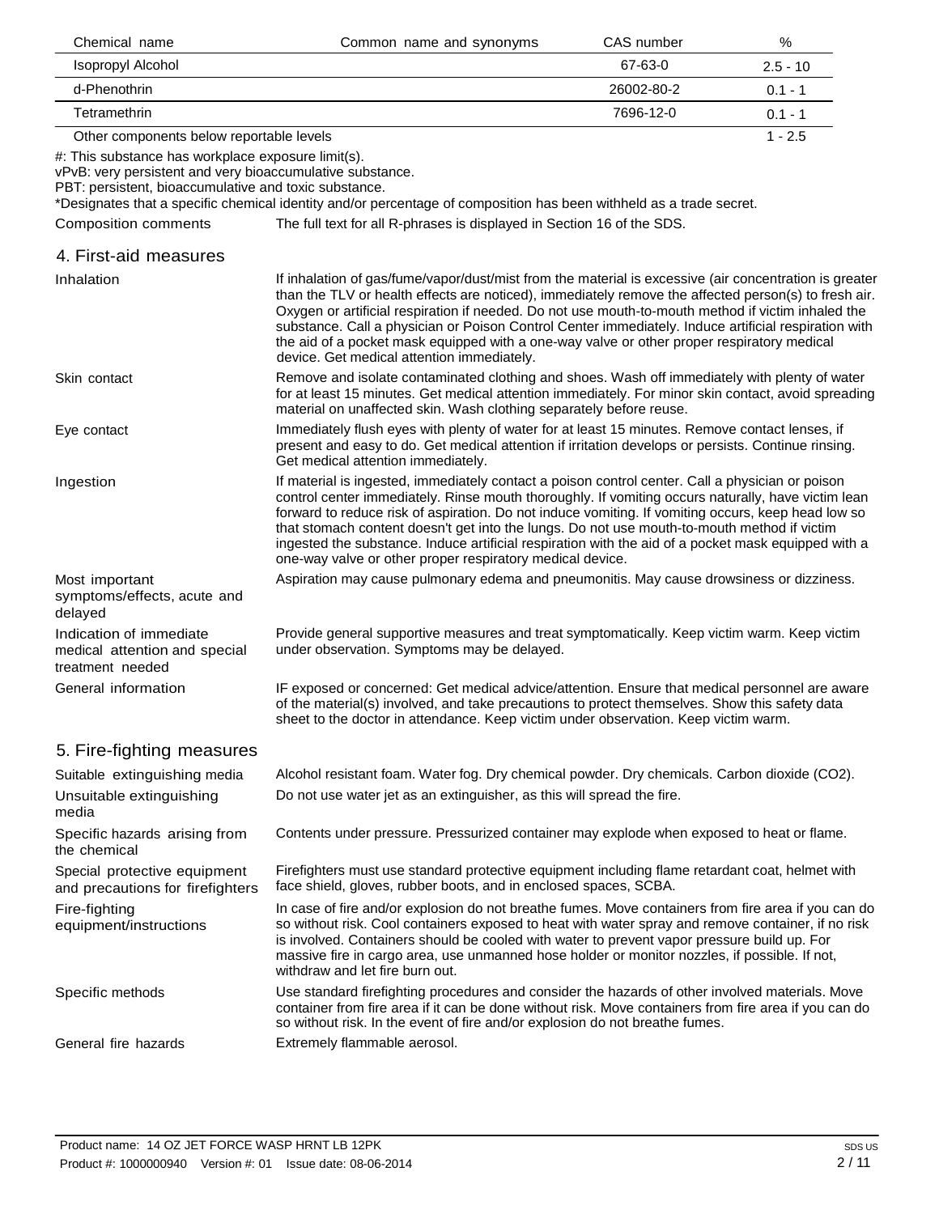| Chemical name | Common name and synonyms | CAS number | % |
|---|---|---|---|
| Isopropyl Alcohol | | 67-63-0 | 2.5 - 10 |
| d-Phenothrin | | 26002-80-2 | 0.1 - 1 |
| Tetramethrin | | 7696-12-0 | 0.1 - 1 |
| Other components below reportable levels | | | 1 - 2.5 |

#: This substance has workplace exposure limit(s).
vPvB: very persistent and very bioaccumulative substance.
PBT: persistent, bioaccumulative and toxic substance.
*Designates that a specific chemical identity and/or percentage of composition has been withheld as a trade secret.

**Composition comments** The full text for all R-phrases is displayed in Section 16 of the SDS.

## 4. First-aid measures

**Inhalation**
If inhalation of gas/fume/vapor/dust/mist from the material is excessive (air concentration is greater than the TLV or health effects are noticed), immediately remove the affected person(s) to fresh air. Oxygen or artificial respiration if needed. Do not use mouth-to-mouth method if victim inhaled the substance. Call a physician or Poison Control Center immediately. Induce artificial respiration with the aid of a pocket mask equipped with a one-way valve or other proper respiratory medical device. Get medical attention immediately.

**Skin contact**
Remove and isolate contaminated clothing and shoes. Wash off immediately with plenty of water for at least 15 minutes. Get medical attention immediately. For minor skin contact, avoid spreading material on unaffected skin. Wash clothing separately before reuse.

**Eye contact**
Immediately flush eyes with plenty of water for at least 15 minutes. Remove contact lenses, if present and easy to do. Get medical attention if irritation develops or persists. Continue rinsing. Get medical attention immediately.

**Ingestion**
If material is ingested, immediately contact a poison control center. Call a physician or poison control center immediately. Rinse mouth thoroughly. If vomiting occurs naturally, have victim lean forward to reduce risk of aspiration. Do not induce vomiting. If vomiting occurs, keep head low so that stomach content doesn't get into the lungs. Do not use mouth-to-mouth method if victim ingested the substance. Induce artificial respiration with the aid of a pocket mask equipped with a one-way valve or other proper respiratory medical device.

**Most important symptoms/effects, acute and delayed**
Aspiration may cause pulmonary edema and pneumonitis. May cause drowsiness or dizziness.

**Indication of immediate medical attention and special treatment needed**
Provide general supportive measures and treat symptomatically. Keep victim warm. Keep victim under observation. Symptoms may be delayed.

**General information**
IF exposed or concerned: Get medical advice/attention. Ensure that medical personnel are aware of the material(s) involved, and take precautions to protect themselves. Show this safety data sheet to the doctor in attendance. Keep victim under observation. Keep victim warm.

## 5. Fire-fighting measures

**Suitable extinguishing media**
Alcohol resistant foam. Water fog. Dry chemical powder. Dry chemicals. Carbon dioxide ($CO_2$).

**Unsuitable extinguishing media**
Do not use water jet as an extinguisher, as this will spread the fire.

**Specific hazards arising from the chemical**
Contents under pressure. Pressurized container may explode when exposed to heat or flame.

**Special protective equipment and precautions for firefighters**
Firefighters must use standard protective equipment including flame retardant coat, helmet with face shield, gloves, rubber boots, and in enclosed spaces, SCBA.

**Fire-fighting equipment/instructions**
In case of fire and/or explosion do not breathe fumes. Move containers from fire area if you can do so without risk. Cool containers exposed to heat with water spray and remove container, if no risk is involved. Containers should be cooled with water to prevent vapor pressure build up. For massive fire in cargo area, use unmanned hose holder or monitor nozzles, if possible. If not, withdraw and let fire burn out.

**Specific methods**
Use standard firefighting procedures and consider the hazards of other involved materials. Move container from fire area if it can be done without risk. Move containers from fire area if you can do so without risk. In the event of fire and/or explosion do not breathe fumes.

**General fire hazards**
Extremely flammable aerosol.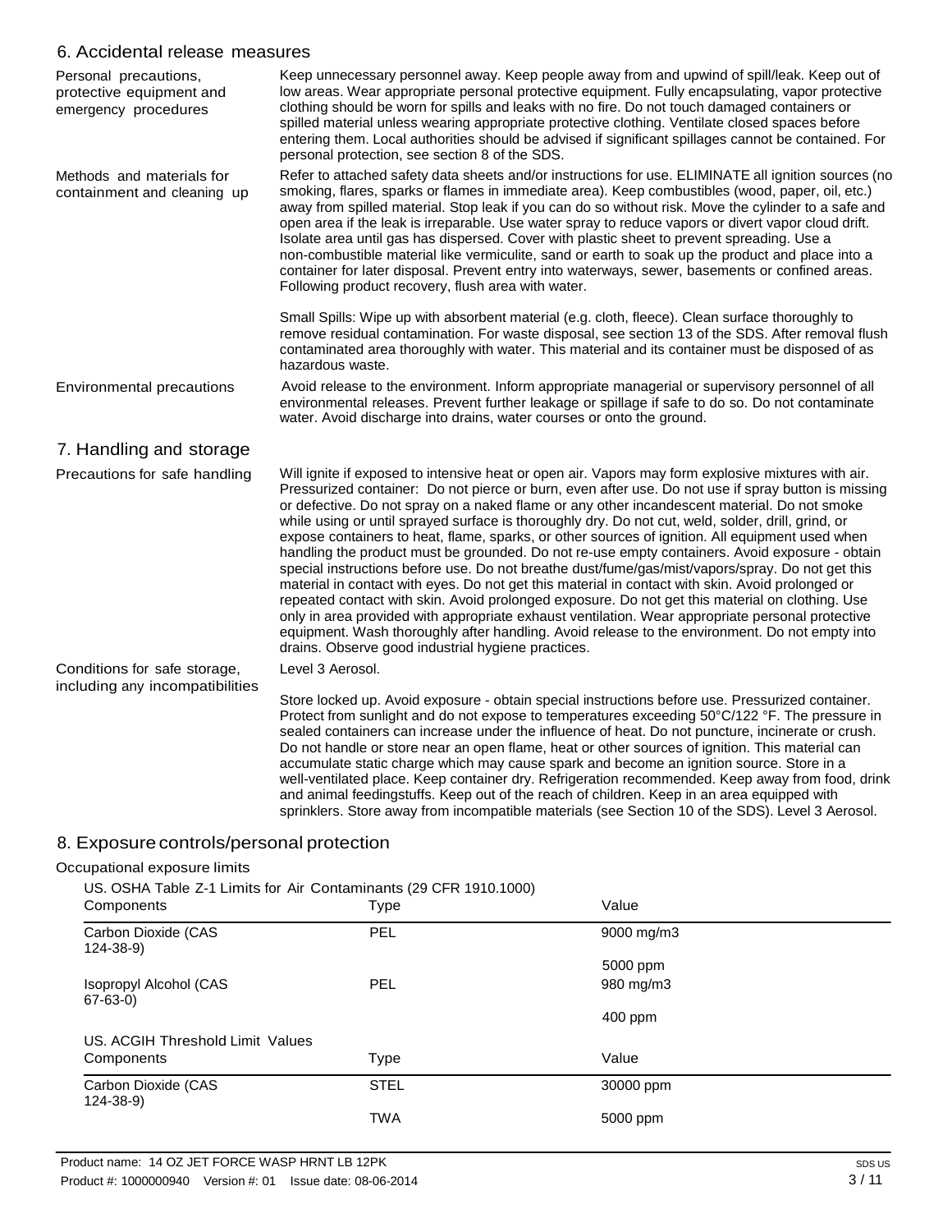## 6. Accidental release measures

**Personal precautions, protective equipment and emergency procedures**

Keep unnecessary personnel away. Keep people away from and upwind of spill/leak. Keep out of low areas. Wear appropriate personal protective equipment. Fully encapsulating, vapor protective clothing should be worn for spills and leaks with no fire. Do not touch damaged containers or spilled material unless wearing appropriate protective clothing. Ventilate closed spaces before entering them. Local authorities should be advised if significant spillages cannot be contained. For personal protection, see section 8 of the SDS.

**Methods and materials for containment and cleaning up**

Refer to attached safety data sheets and/or instructions for use. ELIMINATE all ignition sources (no smoking, flares, sparks or flames in immediate area). Keep combustibles (wood, paper, oil, etc.) away from spilled material. Stop leak if you can do so without risk. Move the cylinder to a safe and open area if the leak is irreparable. Use water spray to reduce vapors or divert vapor cloud drift. Isolate area until gas has dispersed. Cover with plastic sheet to prevent spreading. Use a non-combustible material like vermiculite, sand or earth to soak up the product and place into a container for later disposal. Prevent entry into waterways, sewer, basements or confined areas. Following product recovery, flush area with water.

Small Spills: Wipe up with absorbent material (e.g. cloth, fleece). Clean surface thoroughly to remove residual contamination. For waste disposal, see section 13 of the SDS. After removal flush contaminated area thoroughly with water. This material and its container must be disposed of as hazardous waste.

**Environmental precautions**

Avoid release to the environment. Inform appropriate managerial or supervisory personnel of all environmental releases. Prevent further leakage or spillage if safe to do so. Do not contaminate water. Avoid discharge into drains, water courses or onto the ground.

## 7. Handling and storage

**Precautions for safe handling**

Will ignite if exposed to intensive heat or open air. Vapors may form explosive mixtures with air. Pressurized container: Do not pierce or burn, even after use. Do not use if spray button is missing or defective. Do not spray on a naked flame or any other incandescent material. Do not smoke while using or until sprayed surface is thoroughly dry. Do not cut, weld, solder, drill, grind, or expose containers to heat, flame, sparks, or other sources of ignition. All equipment used when handling the product must be grounded. Do not re-use empty containers. Avoid exposure - obtain special instructions before use. Do not breathe dust/fume/gas/mist/vapors/spray. Do not get this material in contact with eyes. Do not get this material in contact with skin. Avoid prolonged or repeated contact with skin. Avoid prolonged exposure. Do not get this material on clothing. Use only in area provided with appropriate exhaust ventilation. Wear appropriate personal protective equipment. Wash thoroughly after handling. Avoid release to the environment. Do not empty into drains. Observe good industrial hygiene practices.

**Conditions for safe storage, including any incompatibilities**

Level 3 Aerosol.

Store locked up. Avoid exposure - obtain special instructions before use. Pressurized container. Protect from sunlight and do not expose to temperatures exceeding 50°C/122 °F. The pressure in sealed containers can increase under the influence of heat. Do not puncture, incinerate or crush. Do not handle or store near an open flame, heat or other sources of ignition. This material can accumulate static charge which may cause spark and become an ignition source. Store in a well-ventilated place. Keep container dry. Refrigeration recommended. Keep away from food, drink and animal feedingstuffs. Keep out of the reach of children. Keep in an area equipped with sprinklers. Store away from incompatible materials (see Section 10 of the SDS). Level 3 Aerosol.

## 8. Exposure controls/personal protection

**Occupational exposure limits**

US. OSHA Table Z-1 Limits for Air Contaminants (29 CFR 1910.1000)

| Components | Type | Value |
|---|---|---|
| Carbon Dioxide (CAS 124-38-9) | PEL | 9000 mg/m3 |
| | | 5000 ppm |
| Isopropyl Alcohol (CAS 67-63-0) | PEL | 980 mg/m3 |
| | | 400 ppm |

US. ACGIH Threshold Limit Values

| Components | Type | Value |
|---|---|---|
| Carbon Dioxide (CAS 124-38-9) | STEL | 30000 ppm |
| | TWA | 5000 ppm |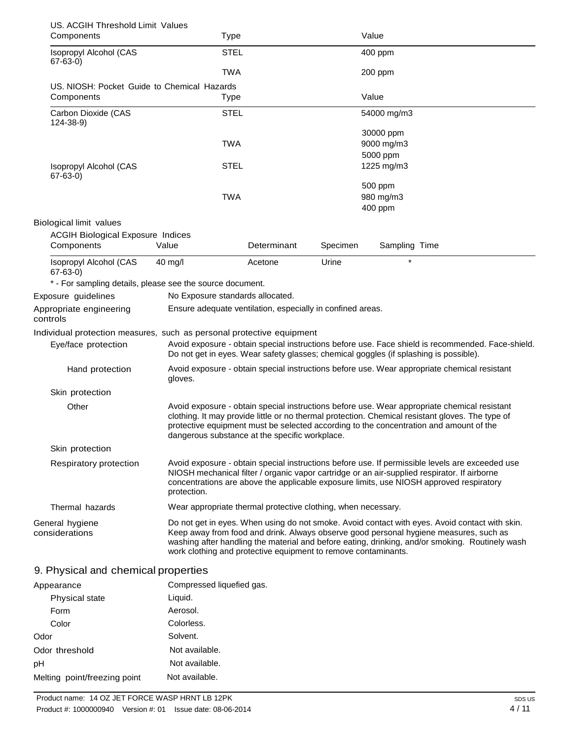US. ACGIH Threshold Limit Values

| Components | Type | Value |
|---|---|---|
| Isopropyl Alcohol (CAS 67-63-0) | STEL | 400 ppm |
| | TWA | 200 ppm |

US. NIOSH: Pocket Guide to Chemical Hazards

| Components | Type | Value |
|---|---|---|
| Carbon Dioxide (CAS 124-38-9) | STEL | 54000 mg/m3 |
| | | 30000 ppm |
| | TWA | 9000 mg/m3 |
| | | 5000 ppm |
| Isopropyl Alcohol (CAS 67-63-0) | STEL | 1225 mg/m3 |
| | | 500 ppm |
| | TWA | 980 mg/m3 |
| | | 400 ppm |

Biological limit values

ACGIH Biological Exposure Indices

| Components | Value | Determinant | Specimen | Sampling Time |
|---|---|---|---|---|
| Isopropyl Alcohol (CAS 67-63-0) | 40 mg/l | Acetone | Urine | * |

* - For sampling details, please see the source document.

**Exposure guidelines** No Exposure standards allocated.

**Appropriate engineering controls** Ensure adequate ventilation, especially in confined areas.

**Individual protection measures, such as personal protective equipment**

**Eye/face protection** Avoid exposure - obtain special instructions before use. Face shield is recommended. Face-shield. Do not get in eyes. Wear safety glasses; chemical goggles (if splashing is possible).

**Hand protection** Avoid exposure - obtain special instructions before use. Wear appropriate chemical resistant gloves.

**Skin protection**

**Other** Avoid exposure - obtain special instructions before use. Wear appropriate chemical resistant clothing. It may provide little or no thermal protection. Chemical resistant gloves. The type of protective equipment must be selected according to the concentration and amount of the dangerous substance at the specific workplace.

**Skin protection**

**Respiratory protection** Avoid exposure - obtain special instructions before use. If permissible levels are exceeded use NIOSH mechanical filter / organic vapor cartridge or an air-supplied respirator. If airborne concentrations are above the applicable exposure limits, use NIOSH approved respiratory protection.

**Thermal hazards** Wear appropriate thermal protective clothing, when necessary.

**General hygiene considerations** Do not get in eyes. When using do not smoke. Avoid contact with eyes. Avoid contact with skin. Keep away from food and drink. Always observe good personal hygiene measures, such as washing after handling the material and before eating, drinking, and/or smoking. Routinely wash work clothing and protective equipment to remove contaminants.

## 9. Physical and chemical properties

| | |
|---|---|
| Appearance | Compressed liquefied gas. |
| Physical state | Liquid. |
| Form | Aerosol. |
| Color | Colorless. |
| Odor | Solvent. |
| Odor threshold | Not available. |
| pH | Not available. |
| Melting point/freezing point | Not available. |

Product name: 14 OZ JET FORCE WASP HRNT LB 12PK
Product #: 1000000940 Version #: 01 Issue date: 08-06-2014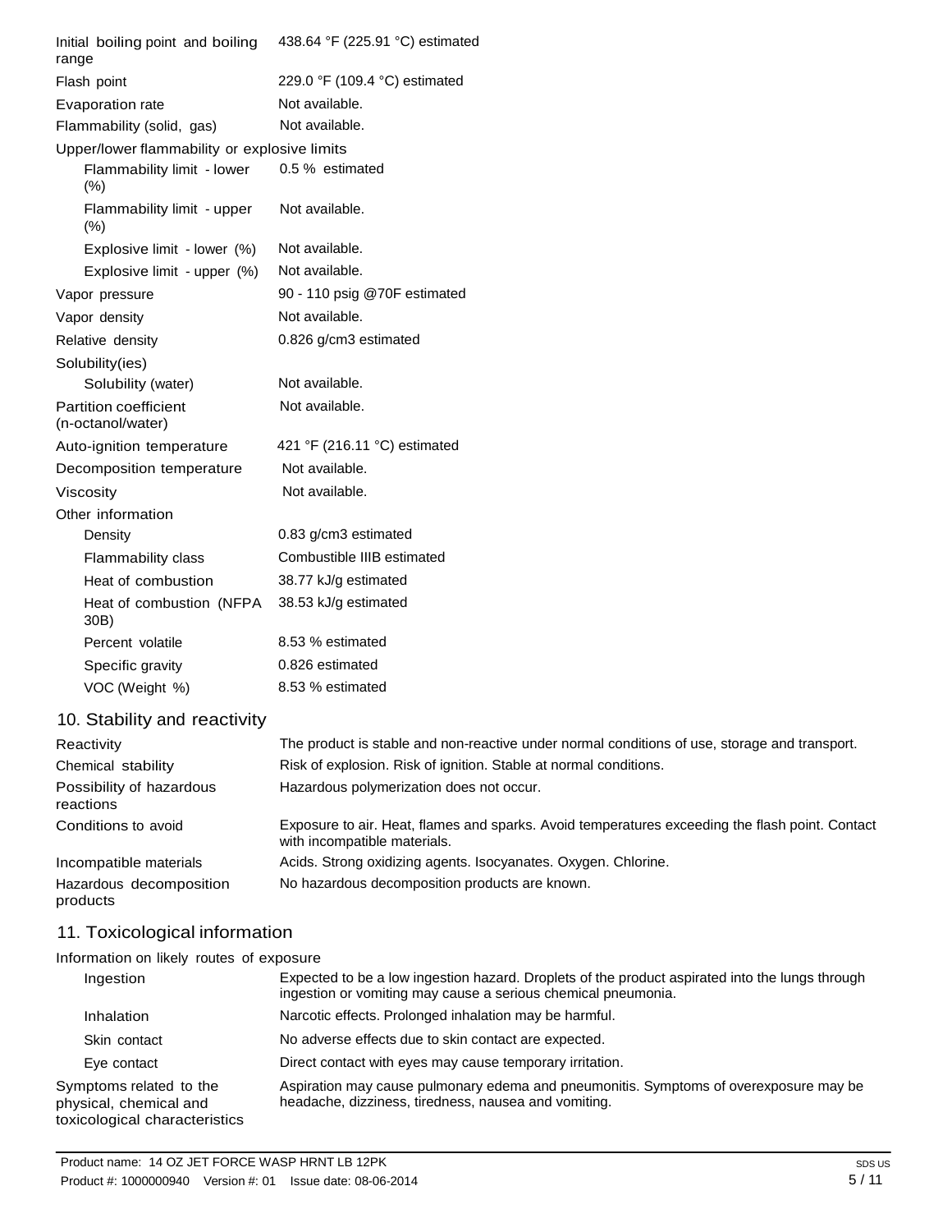| | |
|---|---|
| Initial boiling point and boiling range | 438.64 °F (225.91 °C) estimated |
| Flash point | 229.0 °F (109.4 °C) estimated |
| Evaporation rate | Not available. |
| Flammability (solid, gas) | Not available. |
| Upper/lower flammability or explosive limits | |
| Flammability limit - lower (%) | 0.5 % estimated |
| Flammability limit - upper (%) | Not available. |
| Explosive limit - lower (%) | Not available. |
| Explosive limit - upper (%) | Not available. |
| Vapor pressure | 90 - 110 psig @70F estimated |
| Vapor density | Not available. |
| Relative density | 0.826 g/cm3 estimated |
| Solubility(ies) | |
| Solubility (water) | Not available. |
| Partition coefficient (n-octanol/water) | Not available. |
| Auto-ignition temperature | 421 °F (216.11 °C) estimated |
| Decomposition temperature | Not available. |
| Viscosity | Not available. |
| Other information | |
| Density | 0.83 g/cm3 estimated |
| Flammability class | Combustible IIIB estimated |
| Heat of combustion | 38.77 kJ/g estimated |
| Heat of combustion (NFPA 30B) | 38.53 kJ/g estimated |
| Percent volatile | 8.53 % estimated |
| Specific gravity | 0.826 estimated |
| VOC (Weight %) | 8.53 % estimated |

## 10. Stability and reactivity

| | |
|---|---|
| Reactivity | The product is stable and non-reactive under normal conditions of use, storage and transport. |
| Chemical stability | Risk of explosion. Risk of ignition. Stable at normal conditions. |
| Possibility of hazardous reactions | Hazardous polymerization does not occur. |
| Conditions to avoid | Exposure to air. Heat, flames and sparks. Avoid temperatures exceeding the flash point. Contact with incompatible materials. |
| Incompatible materials | Acids. Strong oxidizing agents. Isocyanates. Oxygen. Chlorine. |
| Hazardous decomposition products | No hazardous decomposition products are known. |

## 11. Toxicological information

| | |
|---|---|
| Information on likely routes of exposure | |
| Ingestion | Expected to be a low ingestion hazard. Droplets of the product aspirated into the lungs through ingestion or vomiting may cause a serious chemical pneumonia. |
| Inhalation | Narcotic effects. Prolonged inhalation may be harmful. |
| Skin contact | No adverse effects due to skin contact are expected. |
| Eye contact | Direct contact with eyes may cause temporary irritation. |
| Symptoms related to the physical, chemical and toxicological characteristics | Aspiration may cause pulmonary edema and pneumonitis. Symptoms of overexposure may be headache, dizziness, tiredness, nausea and vomiting. |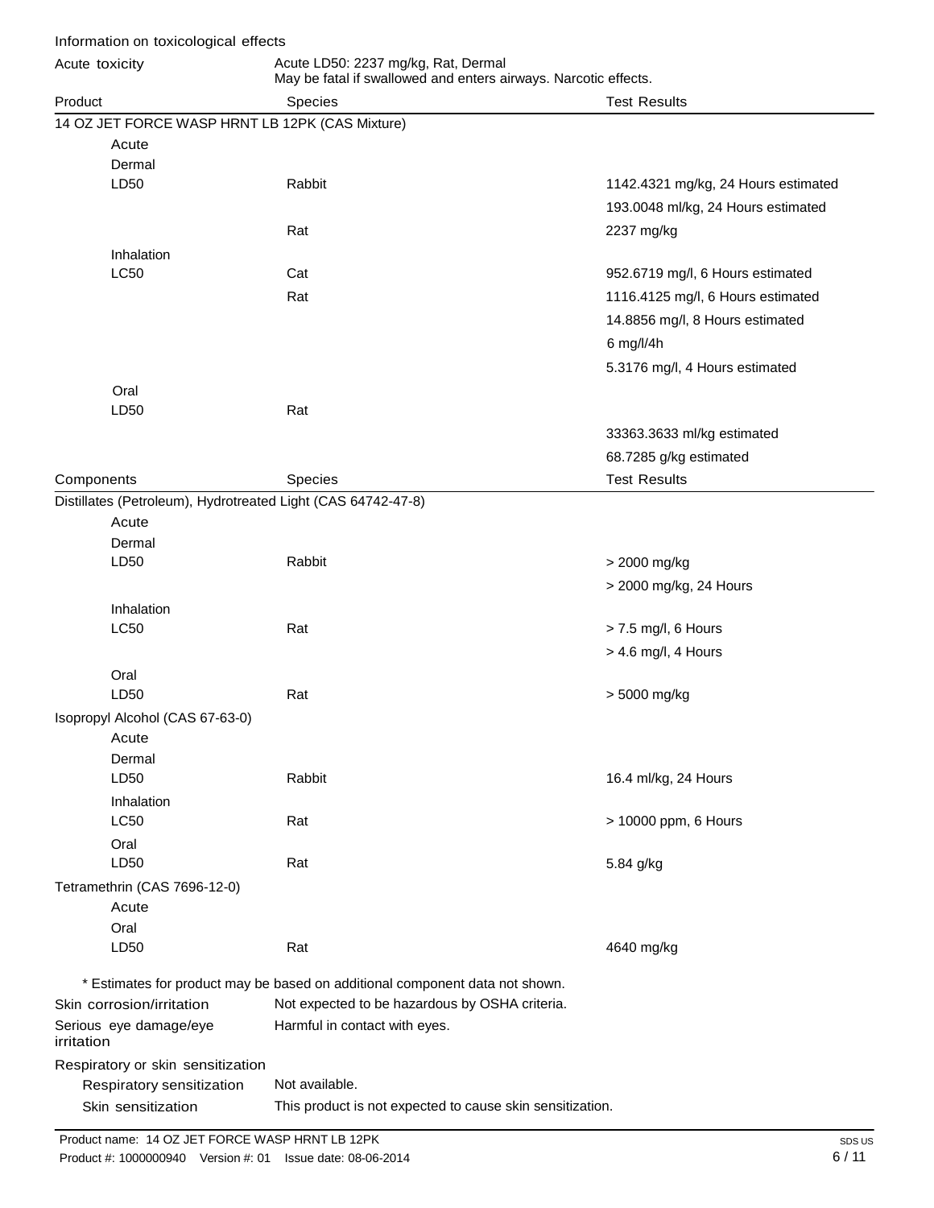Information on toxicological effects

Acute toxicity — Acute LD50: 2237 mg/kg, Rat, Dermal
May be fatal if swallowed and enters airways. Narcotic effects.

| Product | Species | Test Results |
|---|---|---|
| 14 OZ JET FORCE WASP HRNT LB 12PK (CAS Mixture) | | |
| Acute | | |
| Dermal | | |
| LD50 | Rabbit | 1142.4321 mg/kg, 24 Hours estimated |
| | | 193.0048 ml/kg, 24 Hours estimated |
| | Rat | 2237 mg/kg |
| Inhalation | | |
| LC50 | Cat | 952.6719 mg/l, 6 Hours estimated |
| | Rat | 1116.4125 mg/l, 6 Hours estimated |
| | | 14.8856 mg/l, 8 Hours estimated |
| | | 6 mg/l/4h |
| | | 5.3176 mg/l, 4 Hours estimated |
| Oral | | |
| LD50 | Rat | |
| | | 33363.3633 ml/kg estimated |
| | | 68.7285 g/kg estimated |

| Components | Species | Test Results |
|---|---|---|
| Distillates (Petroleum), Hydrotreated Light (CAS 64742-47-8) | | |
| Acute | | |
| Dermal | | |
| LD50 | Rabbit | > 2000 mg/kg |
| | | > 2000 mg/kg, 24 Hours |
| Inhalation | | |
| LC50 | Rat | > 7.5 mg/l, 6 Hours |
| | | > 4.6 mg/l, 4 Hours |
| Oral | | |
| LD50 | Rat | > 5000 mg/kg |
| Isopropyl Alcohol (CAS 67-63-0) | | |
| Acute | | |
| Dermal | | |
| LD50 | Rabbit | 16.4 ml/kg, 24 Hours |
| Inhalation | | |
| LC50 | Rat | > 10000 ppm, 6 Hours |
| Oral | | |
| LD50 | Rat | 5.84 g/kg |
| Tetramethrin (CAS 7696-12-0) | | |
| Acute | | |
| Oral | | |
| LD50 | Rat | 4640 mg/kg |

\* Estimates for product may be based on additional component data not shown.

Skin corrosion/irritation — Not expected to be hazardous by OSHA criteria.

Serious eye damage/eye irritation — Harmful in contact with eyes.

Respiratory or skin sensitization

Respiratory sensitization — Not available.

Skin sensitization — This product is not expected to cause skin sensitization.

Product name: 14 OZ JET FORCE WASP HRNT LB 12PK
Product #: 1000000940 Version #: 01 Issue date: 08-06-2014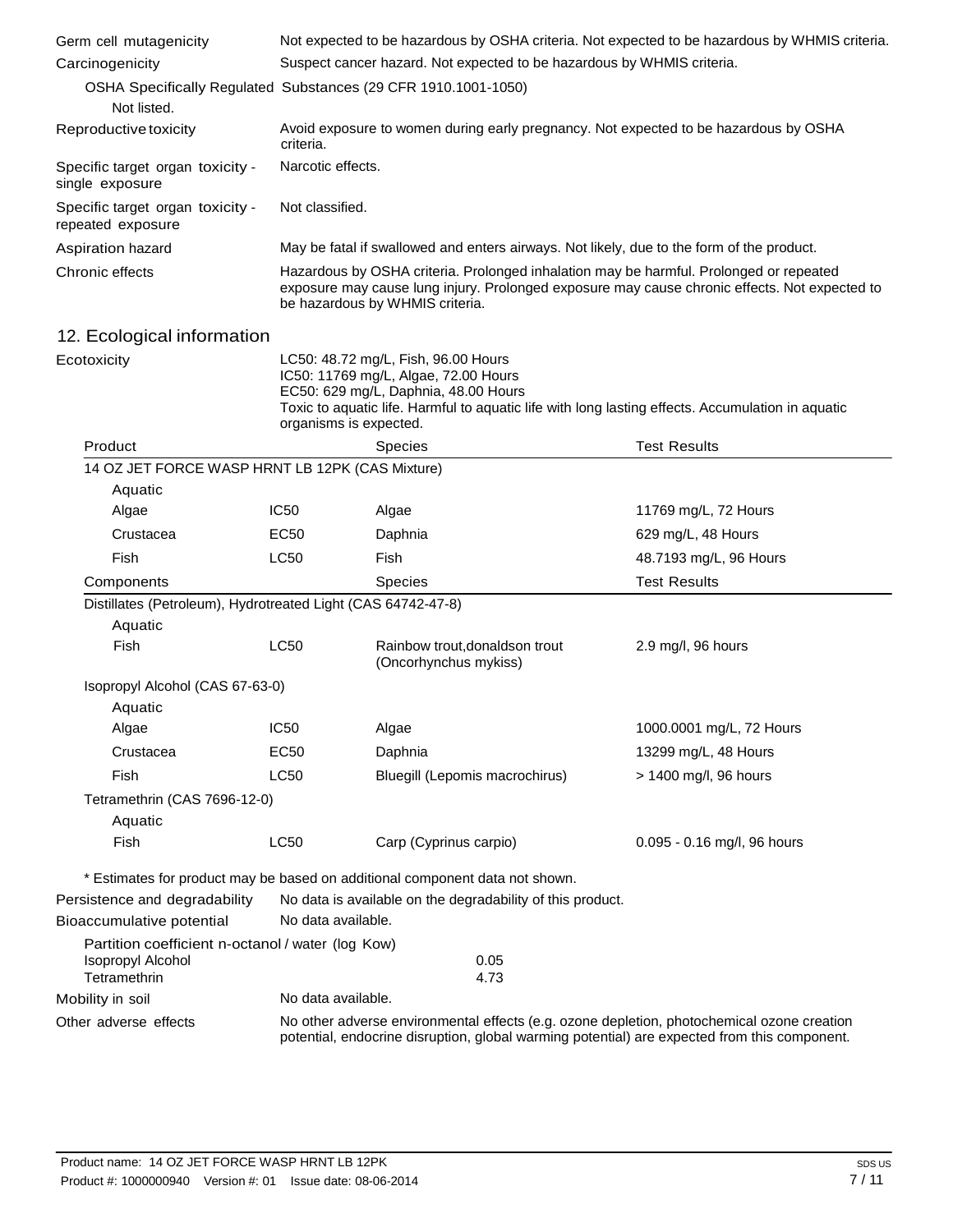| | |
|---|---|
| Germ cell mutagenicity | Not expected to be hazardous by OSHA criteria. Not expected to be hazardous by WHMIS criteria. |
| Carcinogenicity | Suspect cancer hazard. Not expected to be hazardous by WHMIS criteria. |

OSHA Specifically Regulated Substances (29 CFR 1910.1001-1050)

Not listed.

| | |
|---|---|
| Reproductive toxicity | Avoid exposure to women during early pregnancy. Not expected to be hazardous by OSHA criteria. |
| Specific target organ toxicity - single exposure | Narcotic effects. |
| Specific target organ toxicity - repeated exposure | Not classified. |
| Aspiration hazard | May be fatal if swallowed and enters airways. Not likely, due to the form of the product. |
| Chronic effects | Hazardous by OSHA criteria. Prolonged inhalation may be harmful. Prolonged or repeated exposure may cause lung injury. Prolonged exposure may cause chronic effects. Not expected to be hazardous by WHMIS criteria. |

## 12. Ecological information

**Ecotoxicity**

LC50: 48.72 mg/L, Fish, 96.00 Hours
IC50: 11769 mg/L, Algae, 72.00 Hours
EC50: 629 mg/L, Daphnia, 48.00 Hours
Toxic to aquatic life. Harmful to aquatic life with long lasting effects. Accumulation in aquatic organisms is expected.

| Product | | Species | Test Results |
|---|---|---|---|
| 14 OZ JET FORCE WASP HRNT LB 12PK (CAS Mixture) | | | |
| Aquatic | | | |
| Algae | IC50 | Algae | 11769 mg/L, 72 Hours |
| Crustacea | EC50 | Daphnia | 629 mg/L, 48 Hours |
| Fish | LC50 | Fish | 48.7193 mg/L, 96 Hours |

| Components | | Species | Test Results |
|---|---|---|---|
| Distillates (Petroleum), Hydrotreated Light (CAS 64742-47-8) | | | |
| Aquatic | | | |
| Fish | LC50 | Rainbow trout,donaldson trout (Oncorhynchus mykiss) | 2.9 mg/l, 96 hours |
| Isopropyl Alcohol (CAS 67-63-0) | | | |
| Aquatic | | | |
| Algae | IC50 | Algae | 1000.0001 mg/L, 72 Hours |
| Crustacea | EC50 | Daphnia | 13299 mg/L, 48 Hours |
| Fish | LC50 | Bluegill (Lepomis macrochirus) | > 1400 mg/l, 96 hours |
| Tetramethrin (CAS 7696-12-0) | | | |
| Aquatic | | | |
| Fish | LC50 | Carp (Cyprinus carpio) | 0.095 - 0.16 mg/l, 96 hours |

* Estimates for product may be based on additional component data not shown.

| | |
|---|---|
| Persistence and degradability | No data is available on the degradability of this product. |
| Bioaccumulative potential | No data available. |

Partition coefficient n-octanol / water (log Kow)

| | |
|---|---|
| Isopropyl Alcohol | 0.05 |
| Tetramethrin | 4.73 |

| | |
|---|---|
| Mobility in soil | No data available. |
| Other adverse effects | No other adverse environmental effects (e.g. ozone depletion, photochemical ozone creation potential, endocrine disruption, global warming potential) are expected from this component. |

Product name: 14 OZ JET FORCE WASP HRNT LB 12PK
Product #: 1000000940 Version #: 01 Issue date: 08-06-2014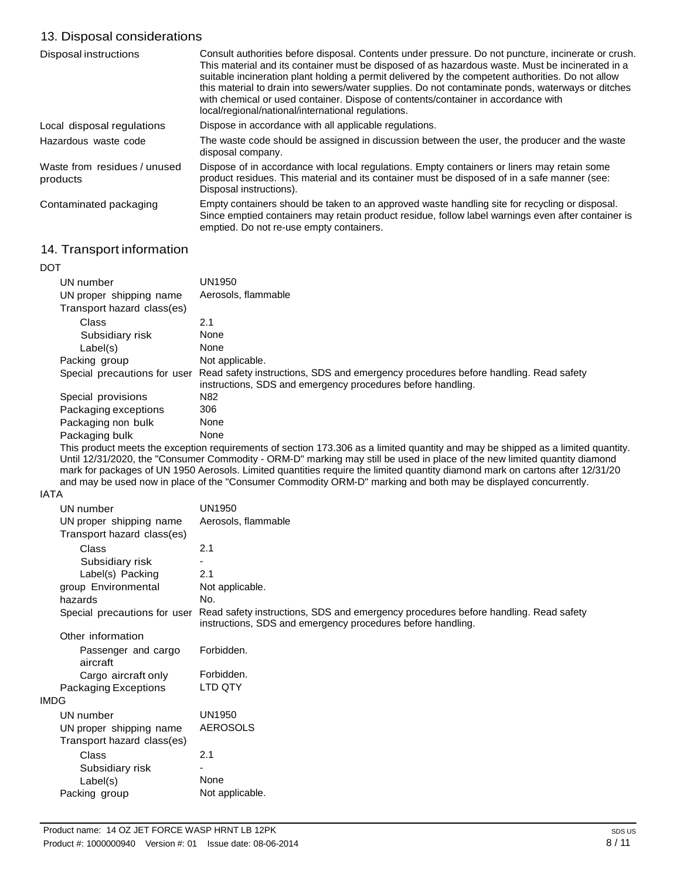## 13. Disposal considerations

| | |
|---|---|
| Disposal instructions | Consult authorities before disposal. Contents under pressure. Do not puncture, incinerate or crush. This material and its container must be disposed of as hazardous waste. Must be incinerated in a suitable incineration plant holding a permit delivered by the competent authorities. Do not allow this material to drain into sewers/water supplies. Do not contaminate ponds, waterways or ditches with chemical or used container. Dispose of contents/container in accordance with local/regional/national/international regulations. |
| Local disposal regulations | Dispose in accordance with all applicable regulations. |
| Hazardous waste code | The waste code should be assigned in discussion between the user, the producer and the waste disposal company. |
| Waste from residues / unused products | Dispose of in accordance with local regulations. Empty containers or liners may retain some product residues. This material and its container must be disposed of in a safe manner (see: Disposal instructions). |
| Contaminated packaging | Empty containers should be taken to an approved waste handling site for recycling or disposal. Since emptied containers may retain product residue, follow label warnings even after container is emptied. Do not re-use empty containers. |

## 14. Transport information

**DOT**

| | |
|---|---|
| UN number | UN1950 |
| UN proper shipping name | Aerosols, flammable |
| Transport hazard class(es) | |
| Class | 2.1 |
| Subsidiary risk | None |
| Label(s) | None |
| Packing group | Not applicable. |
| Special precautions for user | Read safety instructions, SDS and emergency procedures before handling. Read safety instructions, SDS and emergency procedures before handling. |
| Special provisions | N82 |
| Packaging exceptions | 306 |
| Packaging non bulk | None |
| Packaging bulk | None |

This product meets the exception requirements of section 173.306 as a limited quantity and may be shipped as a limited quantity. Until 12/31/2020, the "Consumer Commodity - ORM-D" marking may still be used in place of the new limited quantity diamond mark for packages of UN 1950 Aerosols. Limited quantities require the limited quantity diamond mark on cartons after 12/31/20 and may be used now in place of the "Consumer Commodity ORM-D" marking and both may be displayed concurrently.

**IATA**

| | |
|---|---|
| UN number | UN1950 |
| UN proper shipping name | Aerosols, flammable |
| Transport hazard class(es) | |
| Class | 2.1 |
| Subsidiary risk | - |
| Label(s) | 2.1 |
| Packing group | Not applicable. |
| Environmental hazards | No. |
| Special precautions for user | Read safety instructions, SDS and emergency procedures before handling. Read safety instructions, SDS and emergency procedures before handling. |
| Other information | |
| Passenger and cargo aircraft | Forbidden. |
| Cargo aircraft only | Forbidden. |
| Packaging Exceptions | LTD QTY |

**IMDG**

| | |
|---|---|
| UN number | UN1950 |
| UN proper shipping name | AEROSOLS |
| Transport hazard class(es) | |
| Class | 2.1 |
| Subsidiary risk | - |
| Label(s) | None |
| Packing group | Not applicable. |

Product name: 14 OZ JET FORCE WASP HRNT LB 12PK
Product #: 1000000940 Version #: 01 Issue date: 08-06-2014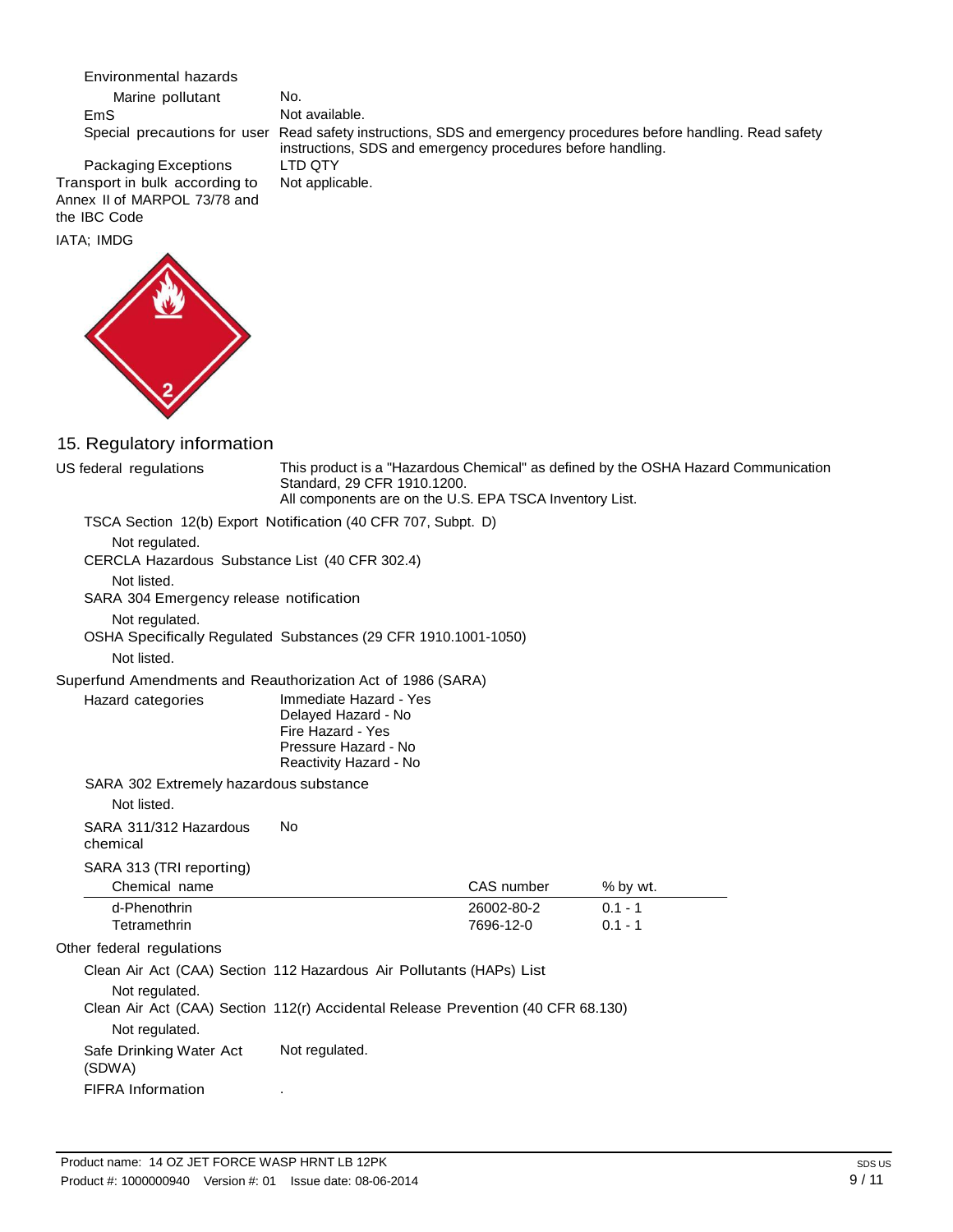Environmental hazards

Marine pollutant: No.

EmS: Not available.

Special precautions for user: Read safety instructions, SDS and emergency procedures before handling. Read safety instructions, SDS and emergency procedures before handling.

Packaging Exceptions: LTD QTY

Transport in bulk according to Annex II of MARPOL 73/78 and the IBC Code: Not applicable.

IATA; IMDG

## 15. Regulatory information

**US federal regulations**: This product is a "Hazardous Chemical" as defined by the OSHA Hazard Communication Standard, 29 CFR 1910.1200.
All components are on the U.S. EPA TSCA Inventory List.

TSCA Section 12(b) Export Notification (40 CFR 707, Subpt. D)

Not regulated.

CERCLA Hazardous Substance List (40 CFR 302.4)

Not listed.

SARA 304 Emergency release notification

Not regulated.

OSHA Specifically Regulated Substances (29 CFR 1910.1001-1050)

Not listed.

**Superfund Amendments and Reauthorization Act of 1986 (SARA)**

Hazard categories:
- Immediate Hazard - Yes
- Delayed Hazard - No
- Fire Hazard - Yes
- Pressure Hazard - No
- Reactivity Hazard - No

SARA 302 Extremely hazardous substance

Not listed.

SARA 311/312 Hazardous chemical: No

SARA 313 (TRI reporting)

| Chemical name | CAS number | % by wt. |
|---|---|---|
| d-Phenothrin | 26002-80-2 | 0.1 - 1 |
| Tetramethrin | 7696-12-0 | 0.1 - 1 |

**Other federal regulations**

Clean Air Act (CAA) Section 112 Hazardous Air Pollutants (HAPs) List

Not regulated.

Clean Air Act (CAA) Section 112(r) Accidental Release Prevention (40 CFR 68.130)

Not regulated.

Safe Drinking Water Act (SDWA): Not regulated.

FIFRA Information: .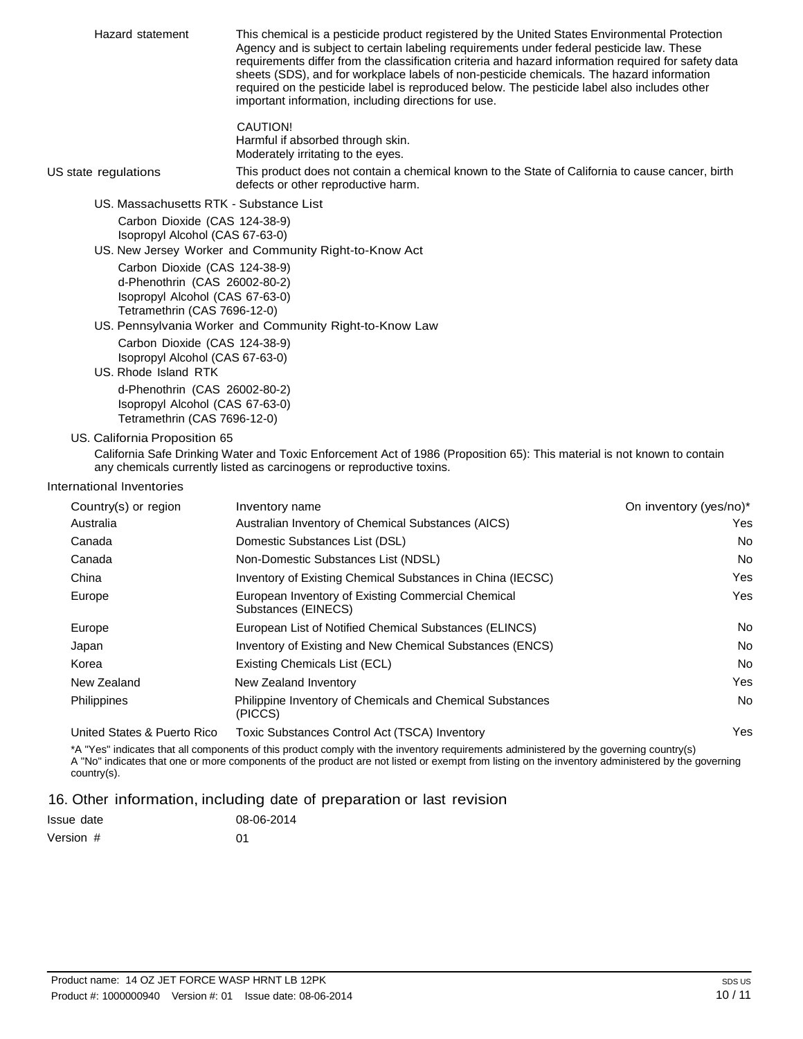**Hazard statement**

This chemical is a pesticide product registered by the United States Environmental Protection Agency and is subject to certain labeling requirements under federal pesticide law. These requirements differ from the classification criteria and hazard information required for safety data sheets (SDS), and for workplace labels of non-pesticide chemicals. The hazard information required on the pesticide label is reproduced below. The pesticide label also includes other important information, including directions for use.

CAUTION!
Harmful if absorbed through skin.
Moderately irritating to the eyes.

**US state regulations**

This product does not contain a chemical known to the State of California to cause cancer, birth defects or other reproductive harm.

US. Massachusetts RTK - Substance List

- Carbon Dioxide (CAS 124-38-9)
- Isopropyl Alcohol (CAS 67-63-0)

US. New Jersey Worker and Community Right-to-Know Act

- Carbon Dioxide (CAS 124-38-9)
- d-Phenothrin (CAS 26002-80-2)
- Isopropyl Alcohol (CAS 67-63-0)
- Tetramethrin (CAS 7696-12-0)

US. Pennsylvania Worker and Community Right-to-Know Law

- Carbon Dioxide (CAS 124-38-9)
- Isopropyl Alcohol (CAS 67-63-0)

US. Rhode Island RTK

- d-Phenothrin (CAS 26002-80-2)
- Isopropyl Alcohol (CAS 67-63-0)
- Tetramethrin (CAS 7696-12-0)

US. California Proposition 65

California Safe Drinking Water and Toxic Enforcement Act of 1986 (Proposition 65): This material is not known to contain any chemicals currently listed as carcinogens or reproductive toxins.

**International Inventories**

| Country(s) or region | Inventory name | On inventory (yes/no)* |
|---|---|---|
| Australia | Australian Inventory of Chemical Substances (AICS) | Yes |
| Canada | Domestic Substances List (DSL) | No |
| Canada | Non-Domestic Substances List (NDSL) | No |
| China | Inventory of Existing Chemical Substances in China (IECSC) | Yes |
| Europe | European Inventory of Existing Commercial Chemical Substances (EINECS) | Yes |
| Europe | European List of Notified Chemical Substances (ELINCS) | No |
| Japan | Inventory of Existing and New Chemical Substances (ENCS) | No |
| Korea | Existing Chemicals List (ECL) | No |
| New Zealand | New Zealand Inventory | Yes |
| Philippines | Philippine Inventory of Chemicals and Chemical Substances (PICCS) | No |
| United States & Puerto Rico | Toxic Substances Control Act (TSCA) Inventory | Yes |

*A "Yes" indicates that all components of this product comply with the inventory requirements administered by the governing country(s)
A "No" indicates that one or more components of the product are not listed or exempt from listing on the inventory administered by the governing country(s).

## 16. Other information, including date of preparation or last revision

| | |
|---|---|
| Issue date | 08-06-2014 |
| Version # | 01 |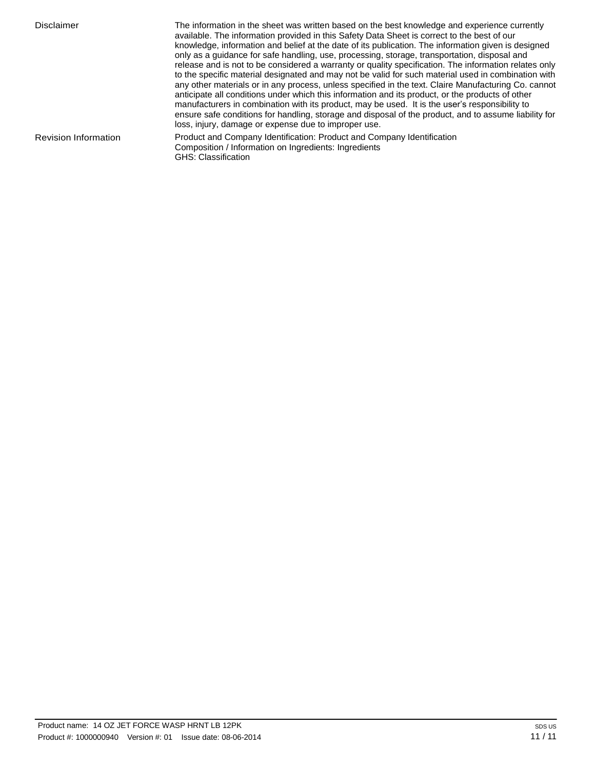**Disclaimer**

The information in the sheet was written based on the best knowledge and experience currently available. The information provided in this Safety Data Sheet is correct to the best of our knowledge, information and belief at the date of its publication. The information given is designed only as a guidance for safe handling, use, processing, storage, transportation, disposal and release and is not to be considered a warranty or quality specification. The information relates only to the specific material designated and may not be valid for such material used in combination with any other materials or in any process, unless specified in the text. Claire Manufacturing Co. cannot anticipate all conditions under which this information and its product, or the products of other manufacturers in combination with its product, may be used. It is the user's responsibility to ensure safe conditions for handling, storage and disposal of the product, and to assume liability for loss, injury, damage or expense due to improper use.

**Revision Information**

Product and Company Identification: Product and Company Identification
Composition / Information on Ingredients: Ingredients
GHS: Classification